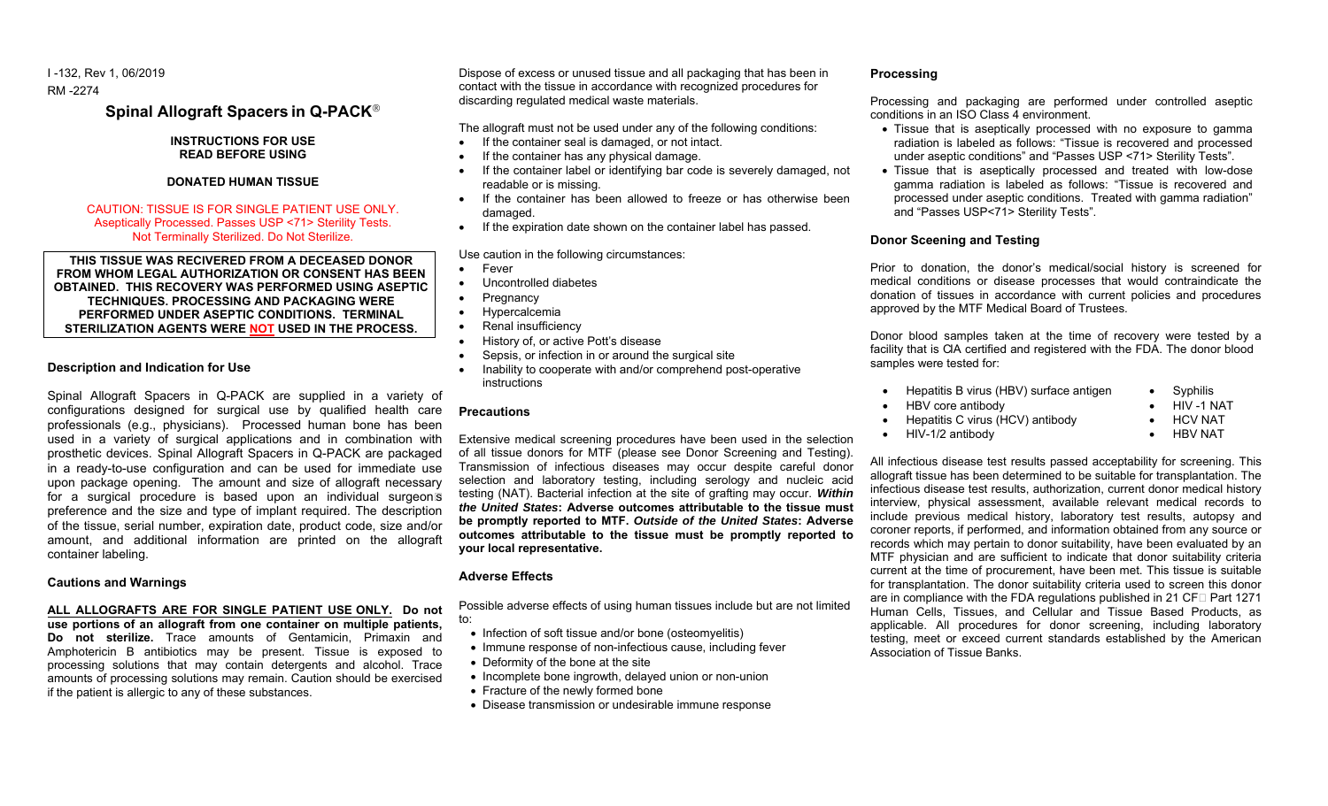I -132, Rev 1, 06/2019

RM -2274

# Spinal Allograft Spacers in Q-PACK®

**INSTRUCTIONS FOR USE**
**READ BEFORE USING**

**DONATED HUMAN TISSUE**

CAUTION: TISSUE IS FOR SINGLE PATIENT USE ONLY.
Aseptically Processed. Passes USP <71> Sterility Tests.
Not Terminally Sterilized. Do Not Sterilize.

**THIS TISSUE WAS RECIVERED FROM A DECEASED DONOR FROM WHOM LEGAL AUTHORIZATION OR CONSENT HAS BEEN OBTAINED. THIS RECOVERY WAS PERFORMED USING ASEPTIC TECHNIQUES. PROCESSING AND PACKAGING WERE PERFORMED UNDER ASEPTIC CONDITIONS. TERMINAL STERILIZATION AGENTS WERE NOT USED IN THE PROCESS.**

### Description and Indication for Use

Spinal Allograft Spacers in Q-PACK are supplied in a variety of configurations designed for surgical use by qualified health care professionals (e.g., physicians). Processed human bone has been used in a variety of surgical applications and in combination with prosthetic devices. Spinal Allograft Spacers in Q-PACK are packaged in a ready-to-use configuration and can be used for immediate use upon package opening. The amount and size of allograft necessary for a surgical procedure is based upon an individual surgeon's preference and the size and type of implant required. The description of the tissue, serial number, expiration date, product code, size and/or amount, and additional information are printed on the allograft container labeling.

### Cautions and Warnings

**ALL ALLOGRAFTS ARE FOR SINGLE PATIENT USE ONLY. Do not use portions of an allograft from one container on multiple patients, Do not sterilize.** Trace amounts of Gentamicin, Primaxin and Amphotericin B antibiotics may be present. Tissue is exposed to processing solutions that may contain detergents and alcohol. Trace amounts of processing solutions may remain. Caution should be exercised if the patient is allergic to any of these substances.

Dispose of excess or unused tissue and all packaging that has been in contact with the tissue in accordance with recognized procedures for discarding regulated medical waste materials.

The allograft must not be used under any of the following conditions:

- If the container seal is damaged, or not intact.
- If the container has any physical damage.
- If the container label or identifying bar code is severely damaged, not readable or is missing.
- If the container has been allowed to freeze or has otherwise been damaged.
- If the expiration date shown on the container label has passed.

Use caution in the following circumstances:

- Fever
- Uncontrolled diabetes
- Pregnancy
- Hypercalcemia
- Renal insufficiency
- History of, or active Pott's disease
- Sepsis, or infection in or around the surgical site
- Inability to cooperate with and/or comprehend post-operative instructions

### Precautions

Extensive medical screening procedures have been used in the selection of all tissue donors for MTF (please see Donor Screening and Testing). Transmission of infectious diseases may occur despite careful donor selection and laboratory testing, including serology and nucleic acid testing (NAT). Bacterial infection at the site of grafting may occur. ***Within the United States*: Adverse outcomes attributable to the tissue must be promptly reported to MTF. *Outside of the United States*: Adverse outcomes attributable to the tissue must be promptly reported to your local representative.**

### Adverse Effects

Possible adverse effects of using human tissues include but are not limited to:

- Infection of soft tissue and/or bone (osteomyelitis)
- Immune response of non-infectious cause, including fever
- Deformity of the bone at the site
- Incomplete bone ingrowth, delayed union or non-union
- Fracture of the newly formed bone
- Disease transmission or undesirable immune response

### Processing

Processing and packaging are performed under controlled aseptic conditions in an ISO Class 4 environment.

- Tissue that is aseptically processed with no exposure to gamma radiation is labeled as follows: "Tissue is recovered and processed under aseptic conditions" and "Passes USP <71> Sterility Tests".
- Tissue that is aseptically processed and treated with low-dose gamma radiation is labeled as follows: "Tissue is recovered and processed under aseptic conditions. Treated with gamma radiation" and "Passes USP<71> Sterility Tests".

### Donor Sceening and Testing

Prior to donation, the donor's medical/social history is screened for medical conditions or disease processes that would contraindicate the donation of tissues in accordance with current policies and procedures approved by the MTF Medical Board of Trustees.

Donor blood samples taken at the time of recovery were tested by a facility that is CIA certified and registered with the FDA. The donor blood samples were tested for:

- Hepatitis B virus (HBV) surface antigen
- HBV core antibody
- Hepatitis C virus (HCV) antibody
- HIV-1/2 antibody
- Syphilis
- HIV -1 NAT
- HCV NAT
- HBV NAT

All infectious disease test results passed acceptability for screening. This allograft tissue has been determined to be suitable for transplantation. The infectious disease test results, authorization, current donor medical history interview, physical assessment, available relevant medical records to include previous medical history, laboratory test results, autopsy and coroner reports, if performed, and information obtained from any source or records which may pertain to donor suitability, have been evaluated by an MTF physician and are sufficient to indicate that donor suitability criteria current at the time of procurement, have been met. This tissue is suitable for transplantation. The donor suitability criteria used to screen this donor are in compliance with the FDA regulations published in 21 CF Part 1271 Human Cells, Tissues, and Cellular and Tissue Based Products, as applicable. All procedures for donor screening, including laboratory testing, meet or exceed current standards established by the American Association of Tissue Banks.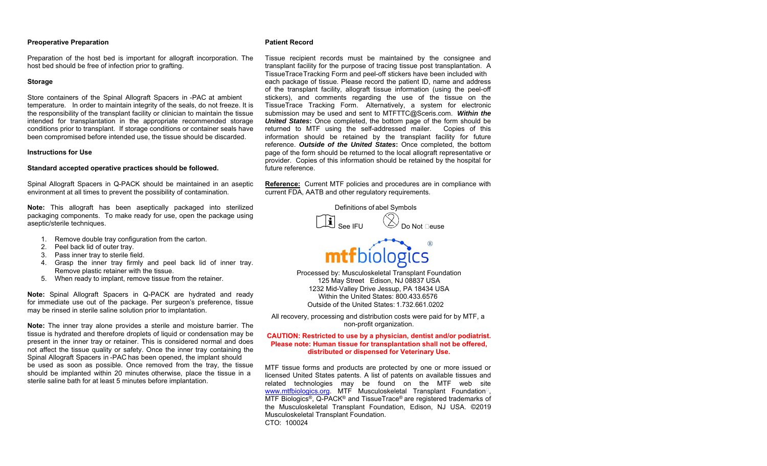**Preoperative Preparation**

Preparation of the host bed is important for allograft incorporation. The host bed should be free of infection prior to grafting.

**Storage**

Store containers of the Spinal Allograft Spacers in -PAC at ambient temperature. In order to maintain integrity of the seals, do not freeze. It is the responsibility of the transplant facility or clinician to maintain the tissue intended for transplantation in the appropriate recommended storage conditions prior to transplant. If storage conditions or container seals have been compromised before intended use, the tissue should be discarded.

**Instructions for Use**

**Standard accepted operative practices should be followed.**

Spinal Allograft Spacers in Q-PACK should be maintained in an aseptic environment at all times to prevent the possibility of contamination.

**Note:** This allograft has been aseptically packaged into sterilized packaging components. To make ready for use, open the package using aseptic/sterile techniques.

1. Remove double tray configuration from the carton.
2. Peel back lid of outer tray.
3. Pass inner tray to sterile field.
4. Grasp the inner tray firmly and peel back lid of inner tray. Remove plastic retainer with the tissue.
5. When ready to implant, remove tissue from the retainer.

**Note:** Spinal Allograft Spacers in Q-PACK are hydrated and ready for immediate use out of the package. Per surgeon's preference, tissue may be rinsed in sterile saline solution prior to implantation.

**Note:** The inner tray alone provides a sterile and moisture barrier. The tissue is hydrated and therefore droplets of liquid or condensation may be present in the inner tray or retainer. This is considered normal and does not affect the tissue quality or safety. Once the inner tray containing the Spinal Allograft Spacers in -PAC has been opened, the implant should be used as soon as possible. Once removed from the tray, the tissue should be implanted within 20 minutes otherwise, place the tissue in a sterile saline bath for at least 5 minutes before implantation.

**Patient Record**

Tissue recipient records must be maintained by the consignee and transplant facility for the purpose of tracing tissue post transplantation. A TissueTrace Tracking Form and peel-off stickers have been included with each package of tissue. Please record the patient ID, name and address of the transplant facility, allograft tissue information (using the peel-off stickers), and comments regarding the use of the tissue on the TissueTrace Tracking Form. Alternatively, a system for electronic submission may be used and sent to MTFTTC@Sceris.com. ***Within the United States*:** Once completed, the bottom page of the form should be returned to MTF using the self-addressed mailer. Copies of this information should be retained by the transplant facility for future reference. ***Outside of the United States*:** Once completed, the bottom page of the form should be returned to the local allograft representative or provider. Copies of this information should be retained by the hospital for future reference.

**Reference:** Current MTF policies and procedures are in compliance with current FDA, AATB and other regulatory requirements.

Definitions of abel Symbols

See IFU Do Not euse

mtfbiologics®

Processed by: Musculoskeletal Transplant Foundation
125 May Street Edison, NJ 08837 USA
1232 Mid-Valley Drive Jessup, PA 18434 USA
Within the United States: 800.433.6576
Outside of the United States: 1.732.661.0202

All recovery, processing and distribution costs were paid for by MTF, a non-profit organization.

**CAUTION: Restricted to use by a physician, dentist and/or podiatrist.**
**Please note: Human tissue for transplantation shall not be offered, distributed or dispensed for Veterinary Use.**

MTF tissue forms and products are protected by one or more issued or licensed United States patents. A list of patents on available tissues and related technologies may be found on the MTF web site www.mtfbiologics.org. MTF Musculoskeletal Transplant Foundation, MTF Biologics®, Q-PACK® and TissueTrace® are registered trademarks of the Musculoskeletal Transplant Foundation, Edison, NJ USA. ©2019 Musculoskeletal Transplant Foundation.
CTO: 100024